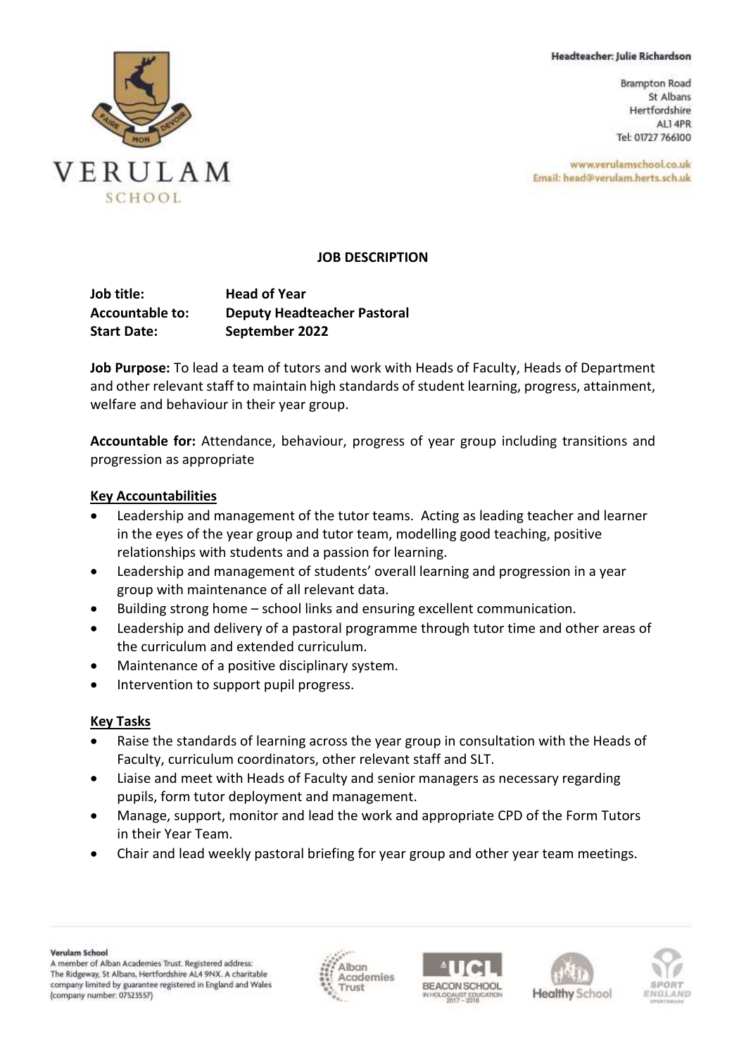Headteacher: Julie Richardson

Brampton Road
St Albans
Hertfordshire
AL1 4PR
Tel: 01727 766100

www.verulamschool.co.uk
Email: head@verulam.herts.sch.uk

## JOB DESCRIPTION

**Job title:** **Head of Year**
**Accountable to:** **Deputy Headteacher Pastoral**
**Start Date:** **September 2022**

**Job Purpose:** To lead a team of tutors and work with Heads of Faculty, Heads of Department and other relevant staff to maintain high standards of student learning, progress, attainment, welfare and behaviour in their year group.

**Accountable for:** Attendance, behaviour, progress of year group including transitions and progression as appropriate

### Key Accountabilities

- Leadership and management of the tutor teams. Acting as leading teacher and learner in the eyes of the year group and tutor team, modelling good teaching, positive relationships with students and a passion for learning.
- Leadership and management of students' overall learning and progression in a year group with maintenance of all relevant data.
- Building strong home – school links and ensuring excellent communication.
- Leadership and delivery of a pastoral programme through tutor time and other areas of the curriculum and extended curriculum.
- Maintenance of a positive disciplinary system.
- Intervention to support pupil progress.

### Key Tasks

- Raise the standards of learning across the year group in consultation with the Heads of Faculty, curriculum coordinators, other relevant staff and SLT.
- Liaise and meet with Heads of Faculty and senior managers as necessary regarding pupils, form tutor deployment and management.
- Manage, support, monitor and lead the work and appropriate CPD of the Form Tutors in their Year Team.
- Chair and lead weekly pastoral briefing for year group and other year team meetings.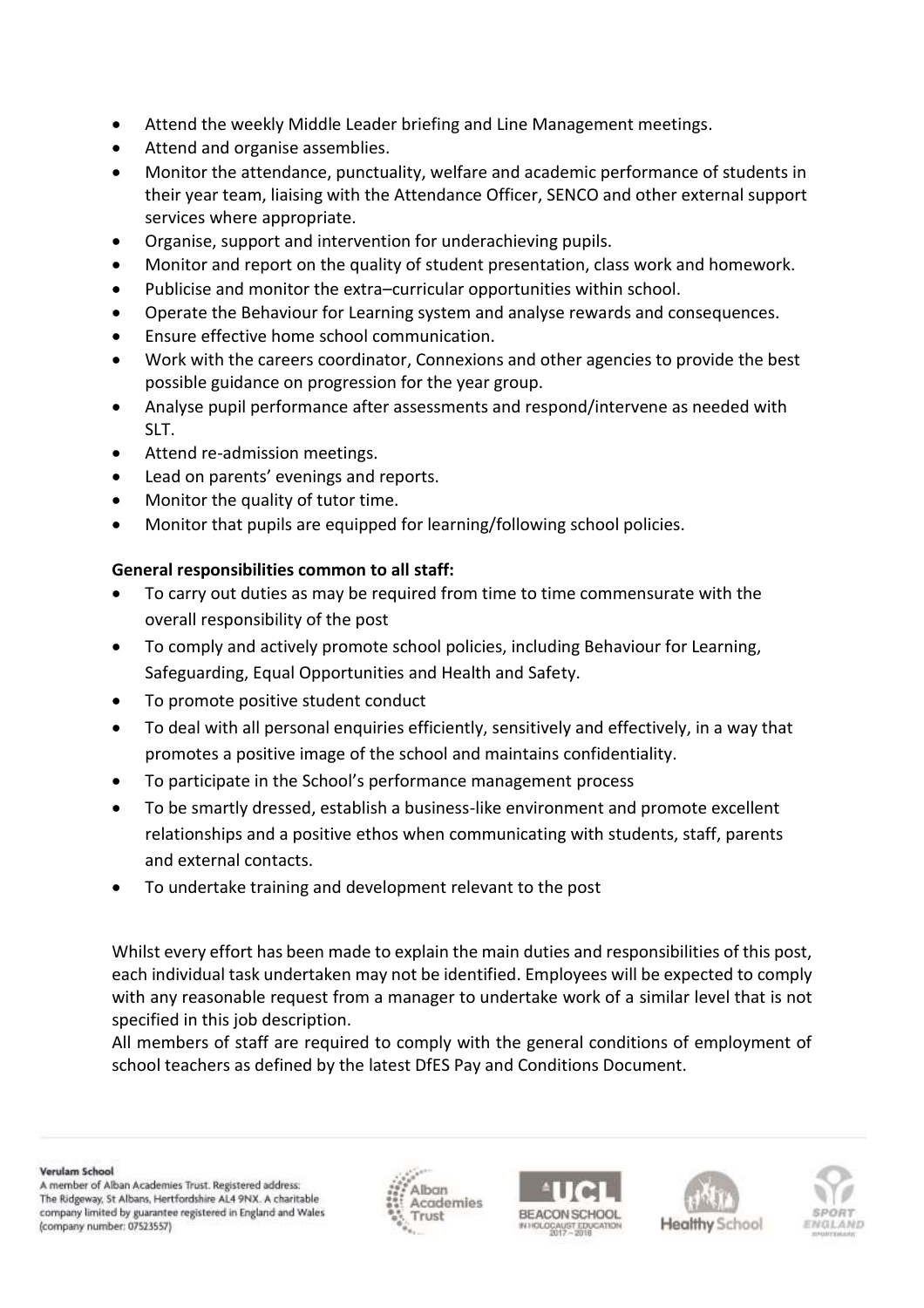- Attend the weekly Middle Leader briefing and Line Management meetings.
- Attend and organise assemblies.
- Monitor the attendance, punctuality, welfare and academic performance of students in their year team, liaising with the Attendance Officer, SENCO and other external support services where appropriate.
- Organise, support and intervention for underachieving pupils.
- Monitor and report on the quality of student presentation, class work and homework.
- Publicise and monitor the extra–curricular opportunities within school.
- Operate the Behaviour for Learning system and analyse rewards and consequences.
- Ensure effective home school communication.
- Work with the careers coordinator, Connexions and other agencies to provide the best possible guidance on progression for the year group.
- Analyse pupil performance after assessments and respond/intervene as needed with SLT.
- Attend re-admission meetings.
- Lead on parents' evenings and reports.
- Monitor the quality of tutor time.
- Monitor that pupils are equipped for learning/following school policies.

**General responsibilities common to all staff:**

- To carry out duties as may be required from time to time commensurate with the overall responsibility of the post
- To comply and actively promote school policies, including Behaviour for Learning, Safeguarding, Equal Opportunities and Health and Safety.
- To promote positive student conduct
- To deal with all personal enquiries efficiently, sensitively and effectively, in a way that promotes a positive image of the school and maintains confidentiality.
- To participate in the School's performance management process
- To be smartly dressed, establish a business-like environment and promote excellent relationships and a positive ethos when communicating with students, staff, parents and external contacts.
- To undertake training and development relevant to the post

Whilst every effort has been made to explain the main duties and responsibilities of this post, each individual task undertaken may not be identified. Employees will be expected to comply with any reasonable request from a manager to undertake work of a similar level that is not specified in this job description.
All members of staff are required to comply with the general conditions of employment of school teachers as defined by the latest DfES Pay and Conditions Document.